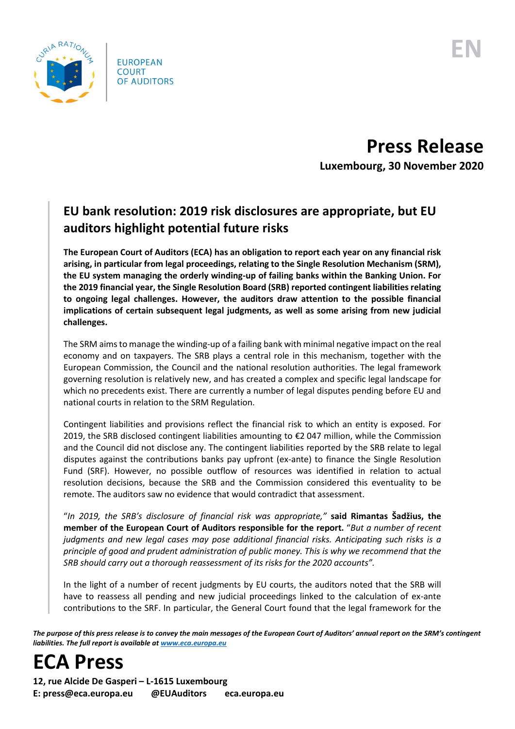EUROPEAN COURT OF AUDITORS

EN

# Press Release

**Luxembourg, 30 November 2020**

## EU bank resolution: 2019 risk disclosures are appropriate, but EU auditors highlight potential future risks

**The European Court of Auditors (ECA) has an obligation to report each year on any financial risk arising, in particular from legal proceedings, relating to the Single Resolution Mechanism (SRM), the EU system managing the orderly winding-up of failing banks within the Banking Union. For the 2019 financial year, the Single Resolution Board (SRB) reported contingent liabilities relating to ongoing legal challenges. However, the auditors draw attention to the possible financial implications of certain subsequent legal judgments, as well as some arising from new judicial challenges.**

The SRM aims to manage the winding-up of a failing bank with minimal negative impact on the real economy and on taxpayers. The SRB plays a central role in this mechanism, together with the European Commission, the Council and the national resolution authorities. The legal framework governing resolution is relatively new, and has created a complex and specific legal landscape for which no precedents exist. There are currently a number of legal disputes pending before EU and national courts in relation to the SRM Regulation.

Contingent liabilities and provisions reflect the financial risk to which an entity is exposed. For 2019, the SRB disclosed contingent liabilities amounting to €2 047 million, while the Commission and the Council did not disclose any. The contingent liabilities reported by the SRB relate to legal disputes against the contributions banks pay upfront (ex-ante) to finance the Single Resolution Fund (SRF). However, no possible outflow of resources was identified in relation to actual resolution decisions, because the SRB and the Commission considered this eventuality to be remote. The auditors saw no evidence that would contradict that assessment.

"*In 2019, the SRB's disclosure of financial risk was appropriate,*" **said Rimantas Šadžius, the member of the European Court of Auditors responsible for the report.** "*But a number of recent judgments and new legal cases may pose additional financial risks. Anticipating such risks is a principle of good and prudent administration of public money. This is why we recommend that the SRB should carry out a thorough reassessment of its risks for the 2020 accounts*".

In the light of a number of recent judgments by EU courts, the auditors noted that the SRB will have to reassess all pending and new judicial proceedings linked to the calculation of ex-ante contributions to the SRF. In particular, the General Court found that the legal framework for the

***The purpose of this press release is to convey the main messages of the European Court of Auditors' annual report on the SRM's contingent liabilities. The full report is available at [www.eca.europa.eu](www.eca.europa.eu)***

# ECA Press

**12, rue Alcide De Gasperi – L-1615 Luxembourg**
**E: press@eca.europa.eu @EUAuditors eca.europa.eu**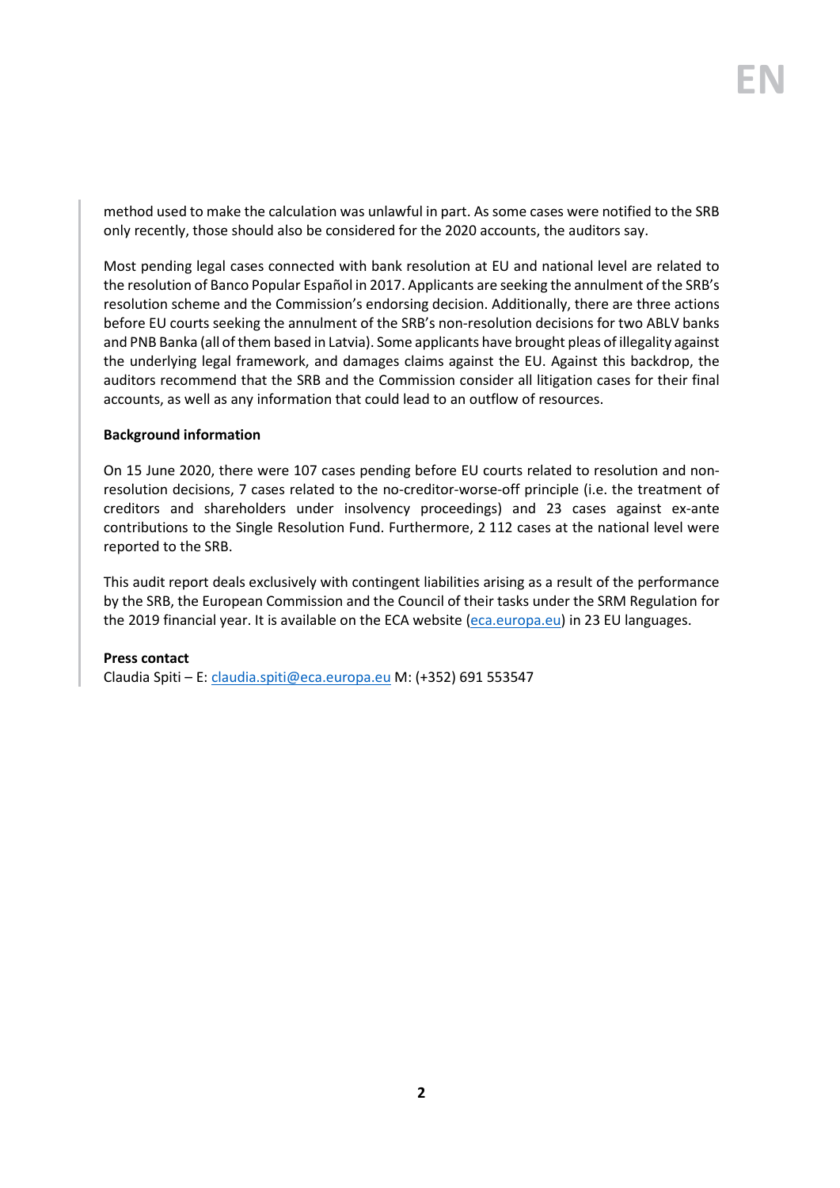method used to make the calculation was unlawful in part. As some cases were notified to the SRB only recently, those should also be considered for the 2020 accounts, the auditors say.

Most pending legal cases connected with bank resolution at EU and national level are related to the resolution of Banco Popular Español in 2017. Applicants are seeking the annulment of the SRB's resolution scheme and the Commission's endorsing decision. Additionally, there are three actions before EU courts seeking the annulment of the SRB's non-resolution decisions for two ABLV banks and PNB Banka (all of them based in Latvia). Some applicants have brought pleas of illegality against the underlying legal framework, and damages claims against the EU. Against this backdrop, the auditors recommend that the SRB and the Commission consider all litigation cases for their final accounts, as well as any information that could lead to an outflow of resources.

**Background information**

On 15 June 2020, there were 107 cases pending before EU courts related to resolution and non-resolution decisions, 7 cases related to the no-creditor-worse-off principle (i.e. the treatment of creditors and shareholders under insolvency proceedings) and 23 cases against ex-ante contributions to the Single Resolution Fund. Furthermore, 2 112 cases at the national level were reported to the SRB.

This audit report deals exclusively with contingent liabilities arising as a result of the performance by the SRB, the European Commission and the Council of their tasks under the SRM Regulation for the 2019 financial year. It is available on the ECA website (eca.europa.eu) in 23 EU languages.

**Press contact**

Claudia Spiti – E: claudia.spiti@eca.europa.eu M: (+352) 691 553547